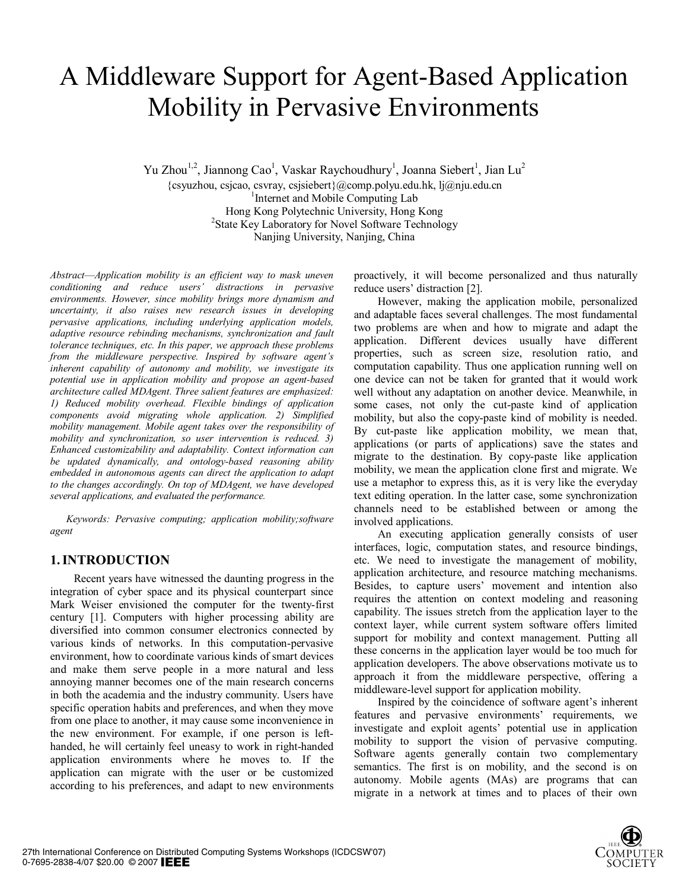# A Middleware Support for Agent-Based Application Mobility in Pervasive Environments

Yu Zhou[1,2], Jiannong Cao[1], Vaskar Raychoudhury[1], Joanna Siebert[1], Jian Lu[2]

{csyuzhou, csjcao, csvray, csjsiebert}@comp.polyu.edu.hk, lj@nju.edu.cn

[1]Internet and Mobile Computing Lab

Hong Kong Polytechnic University, Hong Kong

[2]State Key Laboratory for Novel Software Technology

Nanjing University, Nanjing, China

*Abstract—Application mobility is an efficient way to mask uneven conditioning and reduce users' distractions in pervasive environments. However, since mobility brings more dynamism and uncertainty, it also raises new research issues in developing pervasive applications, including underlying application models, adaptive resource rebinding mechanisms, synchronization and fault tolerance techniques, etc. In this paper, we approach these problems from the middleware perspective. Inspired by software agent's inherent capability of autonomy and mobility, we investigate its potential use in application mobility and propose an agent-based architecture called MDAgent. Three salient features are emphasized: 1) Reduced mobility overhead. Flexible bindings of application components avoid migrating whole application. 2) Simplified mobility management. Mobile agent takes over the responsibility of mobility and synchronization, so user intervention is reduced. 3) Enhanced customizability and adaptability. Context information can be updated dynamically, and ontology-based reasoning ability embedded in autonomous agents can direct the application to adapt to the changes accordingly. On top of MDAgent, we have developed several applications, and evaluated the performance.*

*Keywords: Pervasive computing; application mobility;software agent*

## 1. INTRODUCTION

Recent years have witnessed the daunting progress in the integration of cyber space and its physical counterpart since Mark Weiser envisioned the computer for the twenty-first century [1]. Computers with higher processing ability are diversified into common consumer electronics connected by various kinds of networks. In this computation-pervasive environment, how to coordinate various kinds of smart devices and make them serve people in a more natural and less annoying manner becomes one of the main research concerns in both the academia and the industry community. Users have specific operation habits and preferences, and when they move from one place to another, it may cause some inconvenience in the new environment. For example, if one person is left-handed, he will certainly feel uneasy to work in right-handed application environments where he moves to. If the application can migrate with the user or be customized according to his preferences, and adapt to new environments proactively, it will become personalized and thus naturally reduce users' distraction [2].

However, making the application mobile, personalized and adaptable faces several challenges. The most fundamental two problems are when and how to migrate and adapt the application. Different devices usually have different properties, such as screen size, resolution ratio, and computation capability. Thus one application running well on one device can not be taken for granted that it would work well without any adaptation on another device. Meanwhile, in some cases, not only the cut-paste kind of application mobility, but also the copy-paste kind of mobility is needed. By cut-paste like application mobility, we mean that, applications (or parts of applications) save the states and migrate to the destination. By copy-paste like application mobility, we mean the application clone first and migrate. We use a metaphor to express this, as it is very like the everyday text editing operation. In the latter case, some synchronization channels need to be established between or among the involved applications.

An executing application generally consists of user interfaces, logic, computation states, and resource bindings, etc. We need to investigate the management of mobility, application architecture, and resource matching mechanisms. Besides, to capture users' movement and intention also requires the attention on context modeling and reasoning capability. The issues stretch from the application layer to the context layer, while current system software offers limited support for mobility and context management. Putting all these concerns in the application layer would be too much for application developers. The above observations motivate us to approach it from the middleware perspective, offering a middleware-level support for application mobility.

Inspired by the coincidence of software agent's inherent features and pervasive environments' requirements, we investigate and exploit agents' potential use in application mobility to support the vision of pervasive computing. Software agents generally contain two complementary semantics. The first is on mobility, and the second is on autonomy. Mobile agents (MAs) are programs that can migrate in a network at times and to places of their own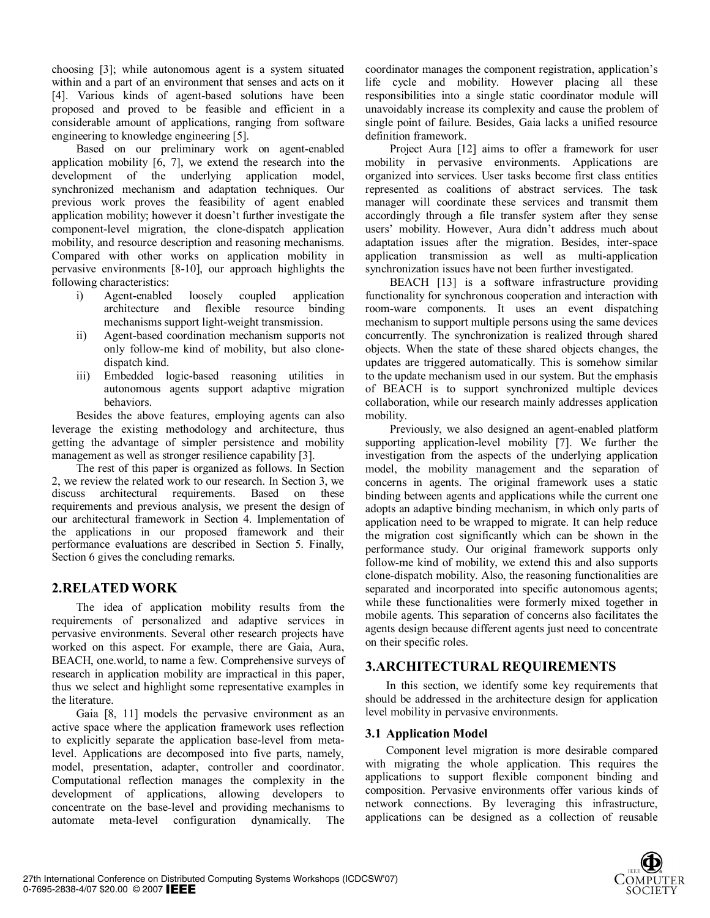choosing [3]; while autonomous agent is a system situated within and a part of an environment that senses and acts on it [4]. Various kinds of agent-based solutions have been proposed and proved to be feasible and efficient in a considerable amount of applications, ranging from software engineering to knowledge engineering [5].

Based on our preliminary work on agent-enabled application mobility [6, 7], we extend the research into the development of the underlying application model, synchronized mechanism and adaptation techniques. Our previous work proves the feasibility of agent enabled application mobility; however it doesn't further investigate the component-level migration, the clone-dispatch application mobility, and resource description and reasoning mechanisms. Compared with other works on application mobility in pervasive environments [8-10], our approach highlights the following characteristics:

i) Agent-enabled loosely coupled application architecture and flexible resource binding mechanisms support light-weight transmission.
ii) Agent-based coordination mechanism supports not only follow-me kind of mobility, but also clone-dispatch kind.
iii) Embedded logic-based reasoning utilities in autonomous agents support adaptive migration behaviors.

Besides the above features, employing agents can also leverage the existing methodology and architecture, thus getting the advantage of simpler persistence and mobility management as well as stronger resilience capability [3].

The rest of this paper is organized as follows. In Section 2, we review the related work to our research. In Section 3, we discuss architectural requirements. Based on these requirements and previous analysis, we present the design of our architectural framework in Section 4. Implementation of the applications in our proposed framework and their performance evaluations are described in Section 5. Finally, Section 6 gives the concluding remarks.

## 2. RELATED WORK

The idea of application mobility results from the requirements of personalized and adaptive services in pervasive environments. Several other research projects have worked on this aspect. For example, there are Gaia, Aura, BEACH, one.world, to name a few. Comprehensive surveys of research in application mobility are impractical in this paper, thus we select and highlight some representative examples in the literature.

Gaia [8, 11] models the pervasive environment as an active space where the application framework uses reflection to explicitly separate the application base-level from meta-level. Applications are decomposed into five parts, namely, model, presentation, adapter, controller and coordinator. Computational reflection manages the complexity in the development of applications, allowing developers to concentrate on the base-level and providing mechanisms to automate meta-level configuration dynamically. The coordinator manages the component registration, application's life cycle and mobility. However placing all these responsibilities into a single static coordinator module will unavoidably increase its complexity and cause the problem of single point of failure. Besides, Gaia lacks a unified resource definition framework.

Project Aura [12] aims to offer a framework for user mobility in pervasive environments. Applications are organized into services. User tasks become first class entities represented as coalitions of abstract services. The task manager will coordinate these services and transmit them accordingly through a file transfer system after they sense users' mobility. However, Aura didn't address much about adaptation issues after the migration. Besides, inter-space application transmission as well as multi-application synchronization issues have not been further investigated.

BEACH [13] is a software infrastructure providing functionality for synchronous cooperation and interaction with room-ware components. It uses an event dispatching mechanism to support multiple persons using the same devices concurrently. The synchronization is realized through shared objects. When the state of these shared objects changes, the updates are triggered automatically. This is somehow similar to the update mechanism used in our system. But the emphasis of BEACH is to support synchronized multiple devices collaboration, while our research mainly addresses application mobility.

Previously, we also designed an agent-enabled platform supporting application-level mobility [7]. We further the investigation from the aspects of the underlying application model, the mobility management and the separation of concerns in agents. The original framework uses a static binding between agents and applications while the current one adopts an adaptive binding mechanism, in which only parts of application need to be wrapped to migrate. It can help reduce the migration cost significantly which can be shown in the performance study. Our original framework supports only follow-me kind of mobility, we extend this and also supports clone-dispatch mobility. Also, the reasoning functionalities are separated and incorporated into specific autonomous agents; while these functionalities were formerly mixed together in mobile agents. This separation of concerns also facilitates the agents design because different agents just need to concentrate on their specific roles.

## 3. ARCHITECTURAL REQUIREMENTS

In this section, we identify some key requirements that should be addressed in the architecture design for application level mobility in pervasive environments.

### 3.1 Application Model

Component level migration is more desirable compared with migrating the whole application. This requires the applications to support flexible component binding and composition. Pervasive environments offer various kinds of network connections. By leveraging this infrastructure, applications can be designed as a collection of reusable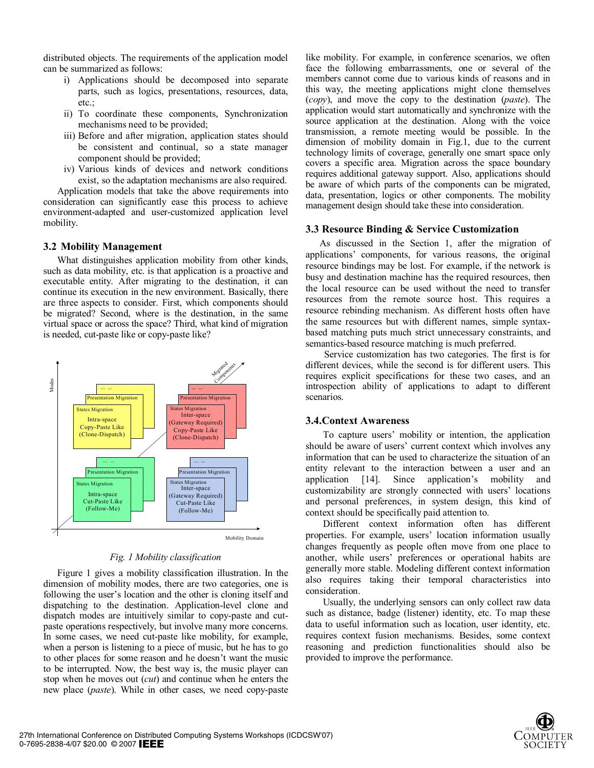distributed objects. The requirements of the application model can be summarized as follows:

i) Applications should be decomposed into separate parts, such as logics, presentations, resources, data, etc.;
ii) To coordinate these components, Synchronization mechanisms need to be provided;
iii) Before and after migration, application states should be consistent and continual, so a state manager component should be provided;
iv) Various kinds of devices and network conditions exist, so the adaptation mechanisms are also required.

Application models that take the above requirements into consideration can significantly ease this process to achieve environment-adapted and user-customized application level mobility.

### 3.2 Mobility Management

What distinguishes application mobility from other kinds, such as data mobility, etc. is that application is a proactive and executable entity. After migrating to the destination, it can continue its execution in the new environment. Basically, there are three aspects to consider. First, which components should be migrated? Second, where is the destination, in the same virtual space or across the space? Third, what kind of migration is needed, cut-paste like or copy-paste like?

Modes

Migrated Components

... ...
Presentation Migration
States Migration
Intra-space
Copy-Paste Like
(Clone-Dispatch)

... ...
Presentation Migration
States Migration
Inter-space
(Gateway Required)
Copy-Paste Like
(Clone-Dispatch)

... ...
Presentation Migration
States Migration
Intra-space
Cut-Paste Like
(Follow-Me)

... ...
Presentation Migration
States Migration
Inter-space
(Gateway Required)
Cut-Paste Like
(Follow-Me)

Mobility Domain

*Fig. 1 Mobility classification*

Figure 1 gives a mobility classification illustration. In the dimension of mobility modes, there are two categories, one is following the user's location and the other is cloning itself and dispatching to the destination. Application-level clone and dispatch modes are intuitively similar to copy-paste and cut-paste operations respectively, but involve many more concerns. In some cases, we need cut-paste like mobility, for example, when a person is listening to a piece of music, but he has to go to other places for some reason and he doesn't want the music to be interrupted. Now, the best way is, the music player can stop when he moves out (*cut*) and continue when he enters the new place (*paste*). While in other cases, we need copy-paste like mobility. For example, in conference scenarios, we often face the following embarrassments, one or several of the members cannot come due to various kinds of reasons and in this way, the meeting applications might clone themselves (*copy*), and move the copy to the destination (*paste*). The application would start automatically and synchronize with the source application at the destination. Along with the voice transmission, a remote meeting would be possible. In the dimension of mobility domain in Fig.1, due to the current technology limits of coverage, generally one smart space only covers a specific area. Migration across the space boundary requires additional gateway support. Also, applications should be aware of which parts of the components can be migrated, data, presentation, logics or other components. The mobility management design should take these into consideration.

### 3.3 Resource Binding & Service Customization

As discussed in the Section 1, after the migration of applications' components, for various reasons, the original resource bindings may be lost. For example, if the network is busy and destination machine has the required resources, then the local resource can be used without the need to transfer resources from the remote source host. This requires a resource rebinding mechanism. As different hosts often have the same resources but with different names, simple syntax-based matching puts much strict unnecessary constraints, and semantics-based resource matching is much preferred.

Service customization has two categories. The first is for different devices, while the second is for different users. This requires explicit specifications for these two cases, and an introspection ability of applications to adapt to different scenarios.

### 3.4.Context Awareness

To capture users' mobility or intention, the application should be aware of users' current context which involves any information that can be used to characterize the situation of an entity relevant to the interaction between a user and an application [14]. Since application's mobility and customizability are strongly connected with users' locations and personal preferences, in system design, this kind of context should be specifically paid attention to.

Different context information often has different properties. For example, users' location information usually changes frequently as people often move from one place to another, while users' preferences or operational habits are generally more stable. Modeling different context information also requires taking their temporal characteristics into consideration.

Usually, the underlying sensors can only collect raw data such as distance, badge (listener) identity, etc. To map these data to useful information such as location, user identity, etc. requires context fusion mechanisms. Besides, some context reasoning and prediction functionalities should also be provided to improve the performance.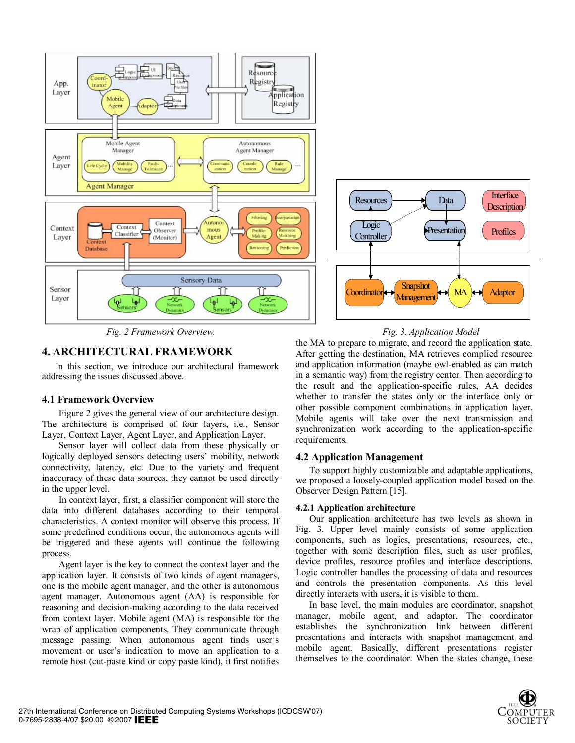Fig. 2 Framework Overview.

Fig. 3. Application Model

## 4. ARCHITECTURAL FRAMEWORK

In this section, we introduce our architectural framework addressing the issues discussed above.

### 4.1 Framework Overview

Figure 2 gives the general view of our architecture design. The architecture is comprised of four layers, i.e., Sensor Layer, Context Layer, Agent Layer, and Application Layer.

Sensor layer will collect data from these physically or logically deployed sensors detecting users' mobility, network connectivity, latency, etc. Due to the variety and frequent inaccuracy of these data sources, they cannot be used directly in the upper level.

In context layer, first, a classifier component will store the data into different databases according to their temporal characteristics. A context monitor will observe this process. If some predefined conditions occur, the autonomous agents will be triggered and these agents will continue the following process.

Agent layer is the key to connect the context layer and the application layer. It consists of two kinds of agent managers, one is the mobile agent manager, and the other is autonomous agent manager. Autonomous agent (AA) is responsible for reasoning and decision-making according to the data received from context layer. Mobile agent (MA) is responsible for the wrap of application components. They communicate through message passing. When autonomous agent finds user's movement or user's indication to move an application to a remote host (cut-paste kind or copy paste kind), it first notifies the MA to prepare to migrate, and record the application state. After getting the destination, MA retrieves complied resource and application information (maybe owl-enabled as can match in a semantic way) from the registry center. Then according to the result and the application-specific rules, AA decides whether to transfer the states only or the interface only or other possible component combinations in application layer. Mobile agents will take over the next transmission and synchronization work according to the application-specific requirements.

### 4.2 Application Management

To support highly customizable and adaptable applications, we proposed a loosely-coupled application model based on the Observer Design Pattern [15].

#### 4.2.1 Application architecture

Our application architecture has two levels as shown in Fig. 3. Upper level mainly consists of some application components, such as logics, presentations, resources, etc., together with some description files, such as user profiles, device profiles, resource profiles and interface descriptions. Logic controller handles the processing of data and resources and controls the presentation components. As this level directly interacts with users, it is visible to them.

In base level, the main modules are coordinator, snapshot manager, mobile agent, and adaptor. The coordinator establishes the synchronization link between different presentations and interacts with snapshot management and mobile agent. Basically, different presentations register themselves to the coordinator. When the states change, these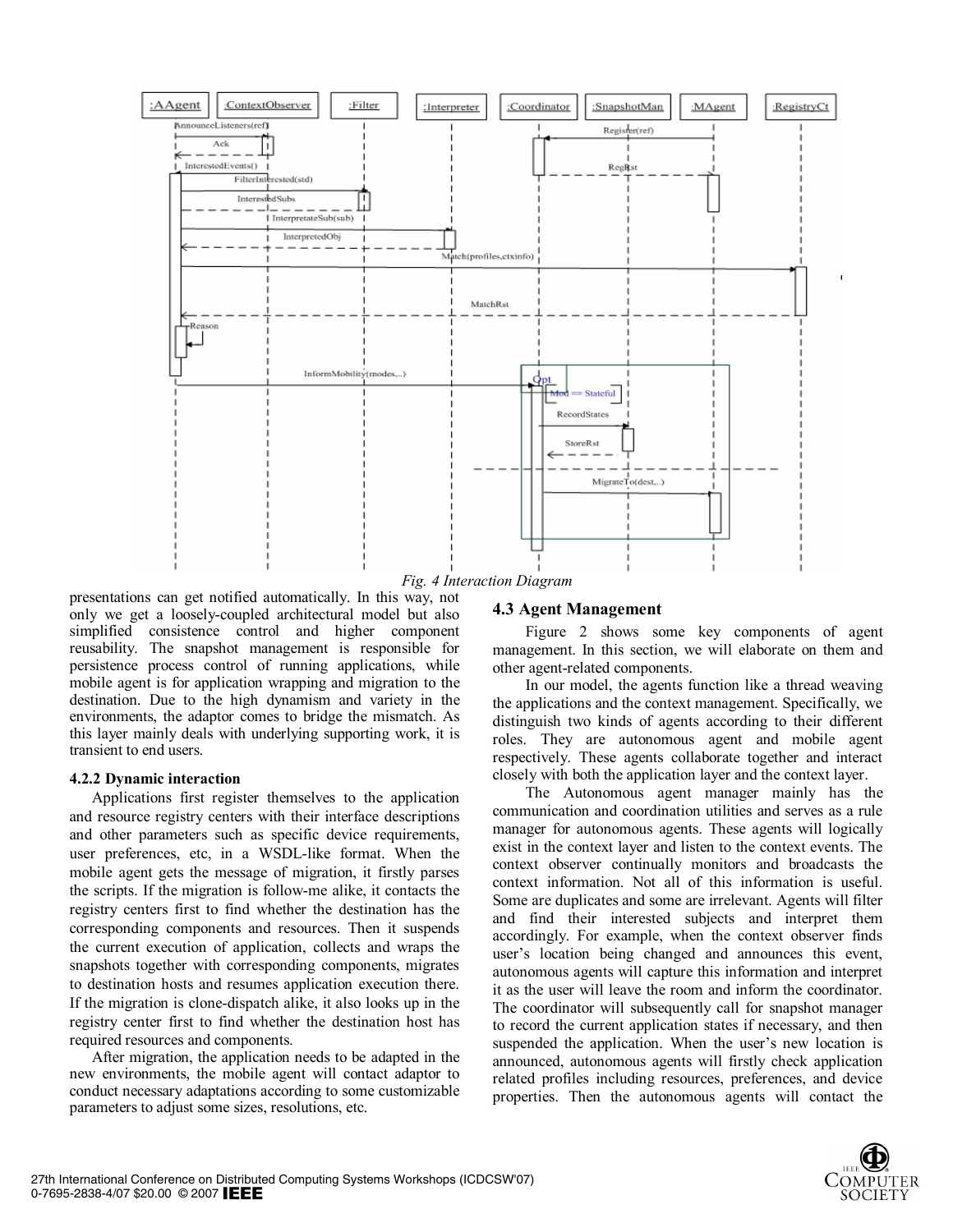*Fig. 4 Interaction Diagram*

presentations can get notified automatically. In this way, not only we get a loosely-coupled architectural model but also simplified consistence control and higher component reusability. The snapshot management is responsible for persistence process control of running applications, while mobile agent is for application wrapping and migration to the destination. Due to the high dynamism and variety in the environments, the adaptor comes to bridge the mismatch. As this layer mainly deals with underlying supporting work, it is transient to end users.

#### 4.2.2 Dynamic interaction

Applications first register themselves to the application and resource registry centers with their interface descriptions and other parameters such as specific device requirements, user preferences, etc, in a WSDL-like format. When the mobile agent gets the message of migration, it firstly parses the scripts. If the migration is follow-me alike, it contacts the registry centers first to find whether the destination has the corresponding components and resources. Then it suspends the current execution of application, collects and wraps the snapshots together with corresponding components, migrates to destination hosts and resumes application execution there. If the migration is clone-dispatch alike, it also looks up in the registry center first to find whether the destination host has required resources and components.

After migration, the application needs to be adapted in the new environments, the mobile agent will contact adaptor to conduct necessary adaptations according to some customizable parameters to adjust some sizes, resolutions, etc.

### 4.3 Agent Management

Figure 2 shows some key components of agent management. In this section, we will elaborate on them and other agent-related components.

In our model, the agents function like a thread weaving the applications and the context management. Specifically, we distinguish two kinds of agents according to their different roles. They are autonomous agent and mobile agent respectively. These agents collaborate together and interact closely with both the application layer and the context layer.

The Autonomous agent manager mainly has the communication and coordination utilities and serves as a rule manager for autonomous agents. These agents will logically exist in the context layer and listen to the context events. The context observer continually monitors and broadcasts the context information. Not all of this information is useful. Some are duplicates and some are irrelevant. Agents will filter and find their interested subjects and interpret them accordingly. For example, when the context observer finds user's location being changed and announces this event, autonomous agents will capture this information and interpret it as the user will leave the room and inform the coordinator. The coordinator will subsequently call for snapshot manager to record the current application states if necessary, and then suspended the application. When the user's new location is announced, autonomous agents will firstly check application related profiles including resources, preferences, and device properties. Then the autonomous agents will contact the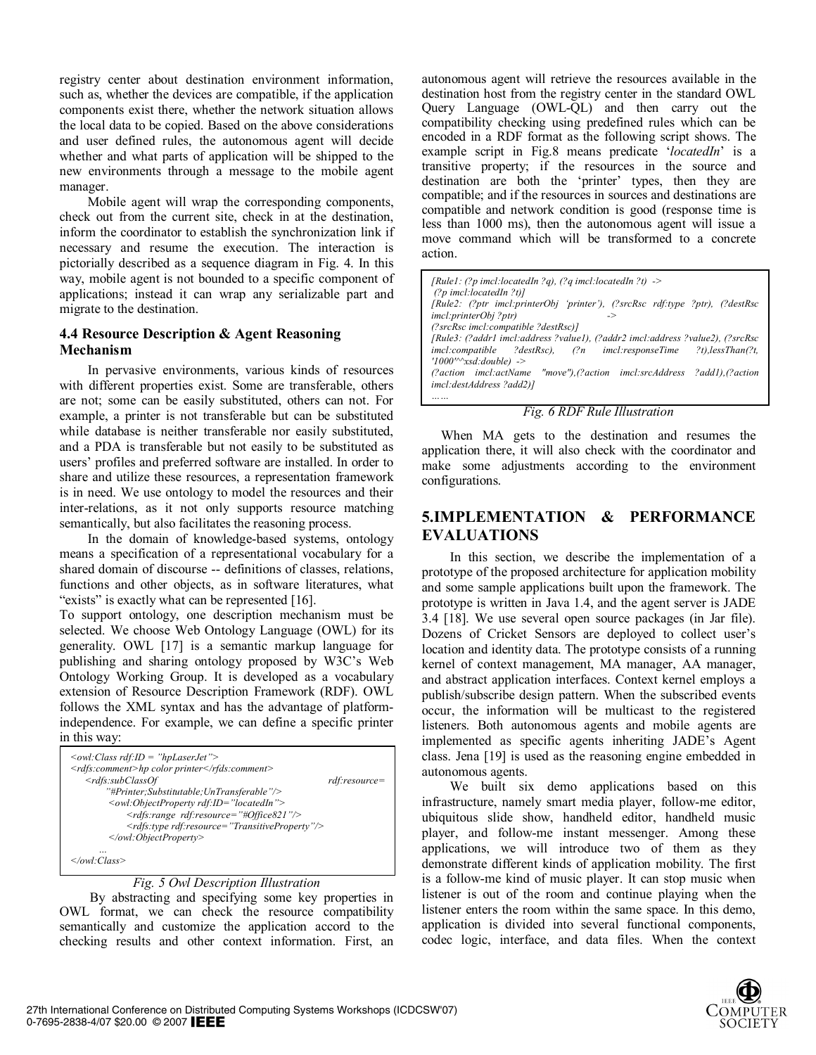registry center about destination environment information, such as, whether the devices are compatible, if the application components exist there, whether the network situation allows the local data to be copied. Based on the above considerations and user defined rules, the autonomous agent will decide whether and what parts of application will be shipped to the new environments through a message to the mobile agent manager.

Mobile agent will wrap the corresponding components, check out from the current site, check in at the destination, inform the coordinator to establish the synchronization link if necessary and resume the execution. The interaction is pictorially described as a sequence diagram in Fig. 4. In this way, mobile agent is not bounded to a specific component of applications; instead it can wrap any serializable part and migrate to the destination.

### 4.4 Resource Description & Agent Reasoning Mechanism

In pervasive environments, various kinds of resources with different properties exist. Some are transferable, others are not; some can be easily substituted, others can not. For example, a printer is not transferable but can be substituted while database is neither transferable nor easily substituted, and a PDA is transferable but not easily to be substituted as users' profiles and preferred software are installed. In order to share and utilize these resources, a representation framework is in need. We use ontology to model the resources and their inter-relations, as it not only supports resource matching semantically, but also facilitates the reasoning process.

In the domain of knowledge-based systems, ontology means a specification of a representational vocabulary for a shared domain of discourse -- definitions of classes, relations, functions and other objects, as in software literatures, what "exists" is exactly what can be represented [16].

To support ontology, one description mechanism must be selected. We choose Web Ontology Language (OWL) for its generality. OWL [17] is a semantic markup language for publishing and sharing ontology proposed by W3C's Web Ontology Working Group. It is developed as a vocabulary extension of Resource Description Framework (RDF). OWL follows the XML syntax and has the advantage of platform-independence. For example, we can define a specific printer in this way:

```
<owl:Class rdf:ID = "hpLaserJet">
<rdfs:comment>hp color printer</rfds:comment>
   <rdfs:subClassOf                                        rdf:resource=
        "#Printer;Substitutable;UnTransferable"/>
        <owl:ObjectProperty rdf:ID="locatedIn">
             <rdfs:range  rdf:resource="#Office821"/>
             <rdfs:type rdf:resource="TransitiveProperty"/>
        </owl:ObjectProperty>
        ...
</owl:Class>
```

*Fig. 5 Owl Description Illustration*

By abstracting and specifying some key properties in OWL format, we can check the resource compatibility semantically and customize the application accord to the checking results and other context information. First, an autonomous agent will retrieve the resources available in the destination host from the registry center in the standard OWL Query Language (OWL-QL) and then carry out the compatibility checking using predefined rules which can be encoded in a RDF format as the following script shows. The example script in Fig.8 means predicate '*locatedIn*' is a transitive property; if the resources in the source and destination are both the 'printer' types, then they are compatible; and if the resources in sources and destinations are compatible and network condition is good (response time is less than 1000 ms), then the autonomous agent will issue a move command which will be transformed to a concrete action.

```
[Rule1: (?p imcl:locatedIn ?q), (?q imcl:locatedIn ?t)  ->
 (?p imcl:locatedIn ?t)]
[Rule2: (?ptr imcl:printerObj 'printer'), (?srcRsc rdf:type ?ptr), (?destRsc
imcl:printerObj ?ptr)                         ->
(?srcRsc imcl:compatible ?destRsc)]
[Rule3: (?addr1 imcl:address ?value1), (?addr2 imcl:address ?value2), (?srcRsc
imcl:compatible   ?destRsc),   (?n   imcl:responseTime   ?t),lessThan(?t,
'1000'^^xsd:double) ->
(?action  imcl:actName  "move"),(?action  imcl:srcAddress  ?add1),(?action
imcl:destAddress ?add2)]
……
```

*Fig. 6 RDF Rule Illustration*

When MA gets to the destination and resumes the application there, it will also check with the coordinator and make some adjustments according to the environment configurations.

## 5.IMPLEMENTATION & PERFORMANCE EVALUATIONS

In this section, we describe the implementation of a prototype of the proposed architecture for application mobility and some sample applications built upon the framework. The prototype is written in Java 1.4, and the agent server is JADE 3.4 [18]. We use several open source packages (in Jar file). Dozens of Cricket Sensors are deployed to collect user's location and identity data. The prototype consists of a running kernel of context management, MA manager, AA manager, and abstract application interfaces. Context kernel employs a publish/subscribe design pattern. When the subscribed events occur, the information will be multicast to the registered listeners. Both autonomous agents and mobile agents are implemented as specific agents inheriting JADE's Agent class. Jena [19] is used as the reasoning engine embedded in autonomous agents.

We built six demo applications based on this infrastructure, namely smart media player, follow-me editor, ubiquitous slide show, handheld editor, handheld music player, and follow-me instant messenger. Among these applications, we will introduce two of them as they demonstrate different kinds of application mobility. The first is a follow-me kind of music player. It can stop music when listener is out of the room and continue playing when the listener enters the room within the same space. In this demo, application is divided into several functional components, codec logic, interface, and data files. When the context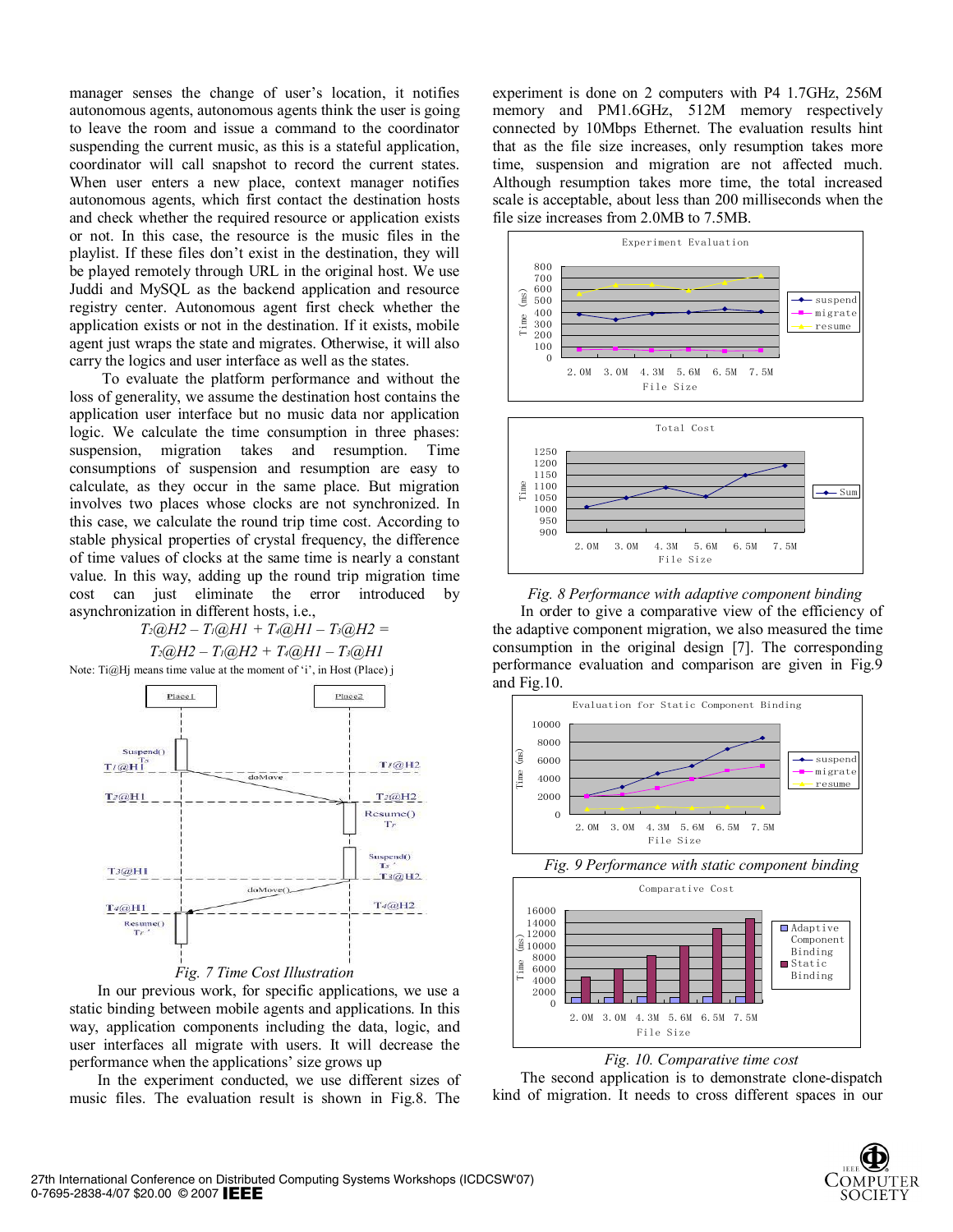manager senses the change of user's location, it notifies autonomous agents, autonomous agents think the user is going to leave the room and issue a command to the coordinator suspending the current music, as this is a stateful application, coordinator will call snapshot to record the current states. When user enters a new place, context manager notifies autonomous agents, which first contact the destination hosts and check whether the required resource or application exists or not. In this case, the resource is the music files in the playlist. If these files don't exist in the destination, they will be played remotely through URL in the original host. We use Juddi and MySQL as the backend application and resource registry center. Autonomous agent first check whether the application exists or not in the destination. If it exists, mobile agent just wraps the state and migrates. Otherwise, it will also carry the logics and user interface as well as the states.

To evaluate the platform performance and without the loss of generality, we assume the destination host contains the application user interface but no music data nor application logic. We calculate the time consumption in three phases: suspension, migration takes and resumption. Time consumptions of suspension and resumption are easy to calculate, as they occur in the same place. But migration involves two places whose clocks are not synchronized. In this case, we calculate the round trip time cost. According to stable physical properties of crystal frequency, the difference of time values of clocks at the same time is nearly a constant value. In this way, adding up the round trip migration time cost can just eliminate the error introduced by asynchronization in different hosts, i.e.,

$$T_2@H2 - T_1@H1 + T_4@H1 - T_3@H2 =$$
$$T_2@H2 - T_1@H2 + T_4@H1 - T_3@H1$$

Note: Ti@Hj means time value at the moment of 'i', in Host (Place) j

*Fig. 7 Time Cost Illustration*

In our previous work, for specific applications, we use a static binding between mobile agents and applications. In this way, application components including the data, logic, and user interfaces all migrate with users. It will decrease the performance when the applications' size grows up

In the experiment conducted, we use different sizes of music files. The evaluation result is shown in Fig.8. The experiment is done on 2 computers with P4 1.7GHz, 256M memory and PM1.6GHz, 512M memory respectively connected by 10Mbps Ethernet. The evaluation results hint that as the file size increases, only resumption takes more time, suspension and migration are not affected much. Although resumption takes more time, the total increased scale is acceptable, about less than 200 milliseconds when the file size increases from 2.0MB to 7.5MB.

*Fig. 8 Performance with adaptive component binding*

In order to give a comparative view of the efficiency of the adaptive component migration, we also measured the time consumption in the original design [7]. The corresponding performance evaluation and comparison are given in Fig.9 and Fig.10.

*Fig. 9 Performance with static component binding*

*Fig. 10. Comparative time cost*

The second application is to demonstrate clone-dispatch kind of migration. It needs to cross different spaces in our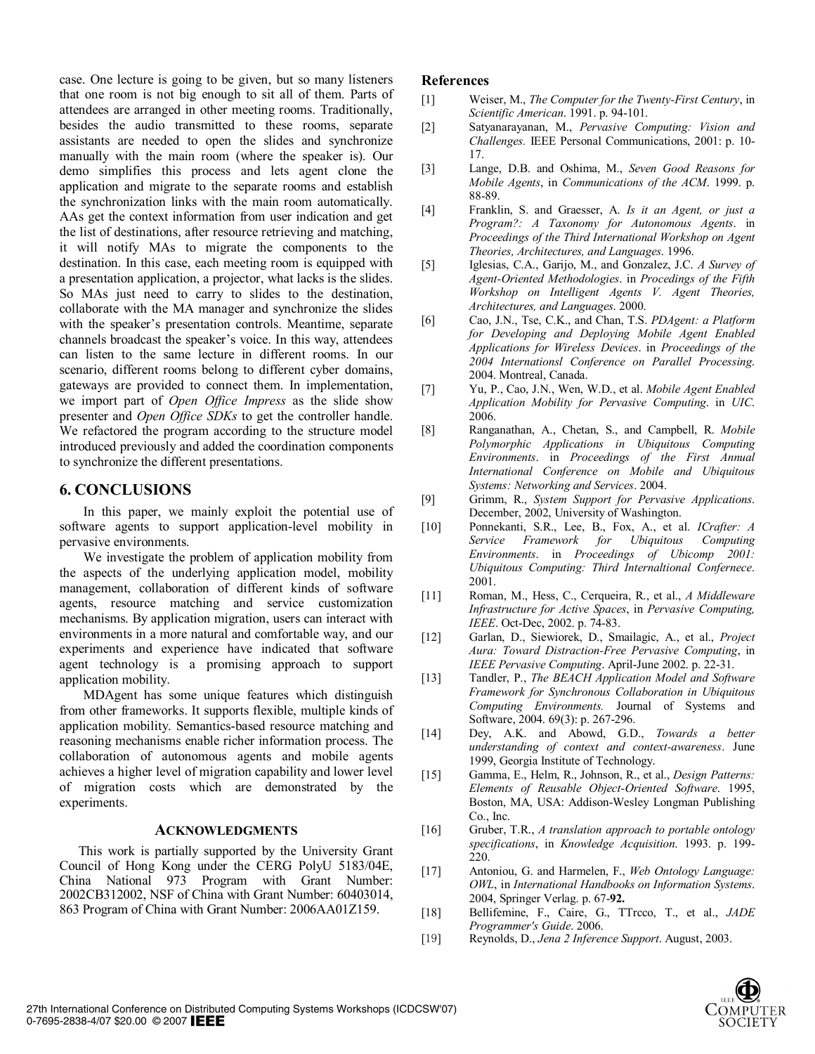case. One lecture is going to be given, but so many listeners that one room is not big enough to sit all of them. Parts of attendees are arranged in other meeting rooms. Traditionally, besides the audio transmitted to these rooms, separate assistants are needed to open the slides and synchronize manually with the main room (where the speaker is). Our demo simplifies this process and lets agent clone the application and migrate to the separate rooms and establish the synchronization links with the main room automatically. AAs get the context information from user indication and get the list of destinations, after resource retrieving and matching, it will notify MAs to migrate the components to the destination. In this case, each meeting room is equipped with a presentation application, a projector, what lacks is the slides. So MAs just need to carry to slides to the destination, collaborate with the MA manager and synchronize the slides with the speaker's presentation controls. Meantime, separate channels broadcast the speaker's voice. In this way, attendees can listen to the same lecture in different rooms. In our scenario, different rooms belong to different cyber domains, gateways are provided to connect them. In implementation, we import part of *Open Office Impress* as the slide show presenter and *Open Office SDKs* to get the controller handle. We refactored the program according to the structure model introduced previously and added the coordination components to synchronize the different presentations.

## 6. CONCLUSIONS

In this paper, we mainly exploit the potential use of software agents to support application-level mobility in pervasive environments.

We investigate the problem of application mobility from the aspects of the underlying application model, mobility management, collaboration of different kinds of software agents, resource matching and service customization mechanisms. By application migration, users can interact with environments in a more natural and comfortable way, and our experiments and experience have indicated that software agent technology is a promising approach to support application mobility.

MDAgent has some unique features which distinguish from other frameworks. It supports flexible, multiple kinds of application mobility. Semantics-based resource matching and reasoning mechanisms enable richer information process. The collaboration of autonomous agents and mobile agents achieves a higher level of migration capability and lower level of migration costs which are demonstrated by the experiments.

### ACKNOWLEDGMENTS

This work is partially supported by the University Grant Council of Hong Kong under the CERG PolyU 5183/04E, China National 973 Program with Grant Number: 2002CB312002, NSF of China with Grant Number: 60403014, 863 Program of China with Grant Number: 2006AA01Z159.

## References

[1] Weiser, M., *The Computer for the Twenty-First Century*, in *Scientific American*. 1991. p. 94-101.

[2] Satyanarayanan, M., *Pervasive Computing: Vision and Challenges.* IEEE Personal Communications, 2001: p. 10-17.

[3] Lange, D.B. and Oshima, M., *Seven Good Reasons for Mobile Agents*, in *Communications of the ACM*. 1999. p. 88-89.

[4] Franklin, S. and Graesser, A. *Is it an Agent, or just a Program?: A Taxonomy for Autonomous Agents*. in *Proceedings of the Third International Workshop on Agent Theories, Architectures, and Languages*. 1996.

[5] Iglesias, C.A., Garijo, M., and Gonzalez, J.C. *A Survey of Agent-Oriented Methodologies*. in *Procedings of the Fifth Workshop on Intelligent Agents V. Agent Theories, Architectures, and Languages*. 2000.

[6] Cao, J.N., Tse, C.K., and Chan, T.S. *PDAgent: a Platform for Developing and Deploying Mobile Agent Enabled Applications for Wireless Devices*. in *Proceedings of the 2004 Internationsl Conference on Parallel Processing*. 2004. Montreal, Canada.

[7] Yu, P., Cao, J.N., Wen, W.D., et al. *Mobile Agent Enabled Application Mobility for Pervasive Computing*. in *UIC*. 2006.

[8] Ranganathan, A., Chetan, S., and Campbell, R. *Mobile Polymorphic Applications in Ubiquitous Computing Environments*. in *Proceedings of the First Annual International Conference on Mobile and Ubiquitous Systems: Networking and Services*. 2004.

[9] Grimm, R., *System Support for Pervasive Applications*. December, 2002, University of Washington.

[10] Ponnekanti, S.R., Lee, B., Fox, A., et al. *ICrafter: A Service Framework for Ubiquitous Computing Environments*. in *Proceedings of Ubicomp 2001: Ubiquitous Computing: Third Internaltional Confernece*. 2001.

[11] Roman, M., Hess, C., Cerqueira, R., et al., *A Middleware Infrastructure for Active Spaces*, in *Pervasive Computing, IEEE*. Oct-Dec, 2002. p. 74-83.

[12] Garlan, D., Siewiorek, D., Smailagic, A., et al., *Project Aura: Toward Distraction-Free Pervasive Computing*, in *IEEE Pervasive Computing*. April-June 2002. p. 22-31.

[13] Tandler, P., *The BEACH Application Model and Software Framework for Synchronous Collaboration in Ubiquitous Computing Environments.* Journal of Systems and Software, 2004. 69(3): p. 267-296.

[14] Dey, A.K. and Abowd, G.D., *Towards a better understanding of context and context-awareness*. June 1999, Georgia Institute of Technology.

[15] Gamma, E., Helm, R., Johnson, R., et al., *Design Patterns: Elements of Reusable Object-Oriented Software*. 1995, Boston, MA, USA: Addison-Wesley Longman Publishing Co., Inc.

[16] Gruber, T.R., *A translation approach to portable ontology specifications*, in *Knowledge Acquisition*. 1993. p. 199-220.

[17] Antoniou, G. and Harmelen, F., *Web Ontology Language: OWL*, in *International Handbooks on Information Systems*. 2004, Springer Verlag. p. 67-**92.**

[18] Bellifemine, F., Caire, G., TTrcco, T., et al., *JADE Programmer's Guide*. 2006.

[19] Reynolds, D., *Jena 2 Inference Support*. August, 2003.